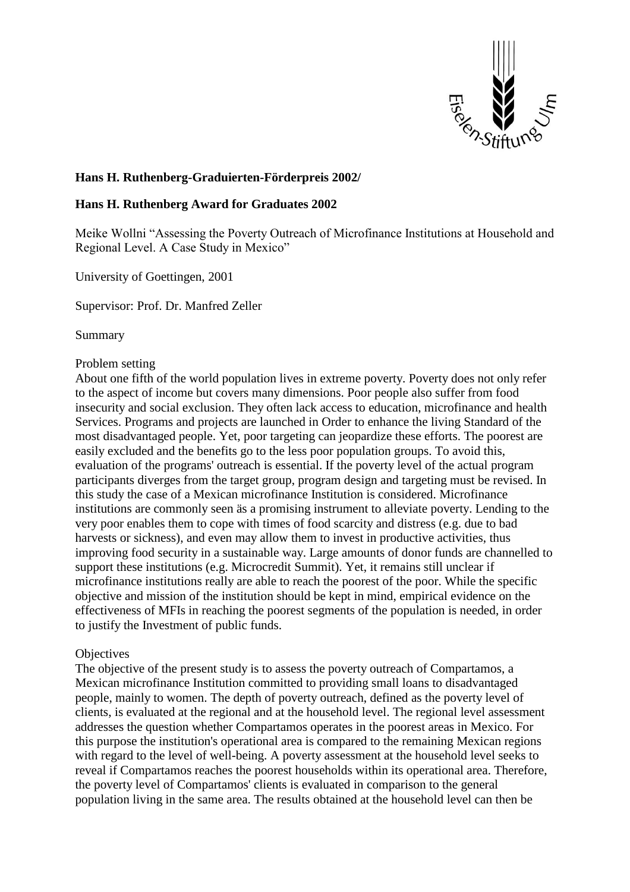**Hans H. Ruthenberg-Graduierten-Förderpreis 2002/**

**Hans H. Ruthenberg Award for Graduates 2002**

Meike Wollni “Assessing the Poverty Outreach of Microfinance Institutions at Household and Regional Level. A Case Study in Mexico”

University of Goettingen, 2001

Supervisor: Prof. Dr. Manfred Zeller

Summary

Problem setting

About one fifth of the world population lives in extreme poverty. Poverty does not only refer to the aspect of income but covers many dimensions. Poor people also suffer from food insecurity and social exclusion. They often lack access to education, microfinance and health Services. Programs and projects are launched in Order to enhance the living Standard of the most disadvantaged people. Yet, poor targeting can jeopardize these efforts. The poorest are easily excluded and the benefits go to the less poor population groups. To avoid this, evaluation of the programs' outreach is essential. If the poverty level of the actual program participants diverges from the target group, program design and targeting must be revised. In this study the case of a Mexican microfinance Institution is considered. Microfinance institutions are commonly seen äs a promising instrument to alleviate poverty. Lending to the very poor enables them to cope with times of food scarcity and distress (e.g. due to bad harvests or sickness), and even may allow them to invest in productive activities, thus improving food security in a sustainable way. Large amounts of donor funds are channelled to support these institutions (e.g. Microcredit Summit). Yet, it remains still unclear if microfinance institutions really are able to reach the poorest of the poor. While the specific objective and mission of the institution should be kept in mind, empirical evidence on the effectiveness of MFIs in reaching the poorest segments of the population is needed, in order to justify the Investment of public funds.

Objectives

The objective of the present study is to assess the poverty outreach of Compartamos, a Mexican microfinance Institution committed to providing small loans to disadvantaged people, mainly to women. The depth of poverty outreach, defined as the poverty level of clients, is evaluated at the regional and at the household level. The regional level assessment addresses the question whether Compartamos operates in the poorest areas in Mexico. For this purpose the institution's operational area is compared to the remaining Mexican regions with regard to the level of well-being. A poverty assessment at the household level seeks to reveal if Compartamos reaches the poorest households within its operational area. Therefore, the poverty level of Compartamos' clients is evaluated in comparison to the general population living in the same area. The results obtained at the household level can then be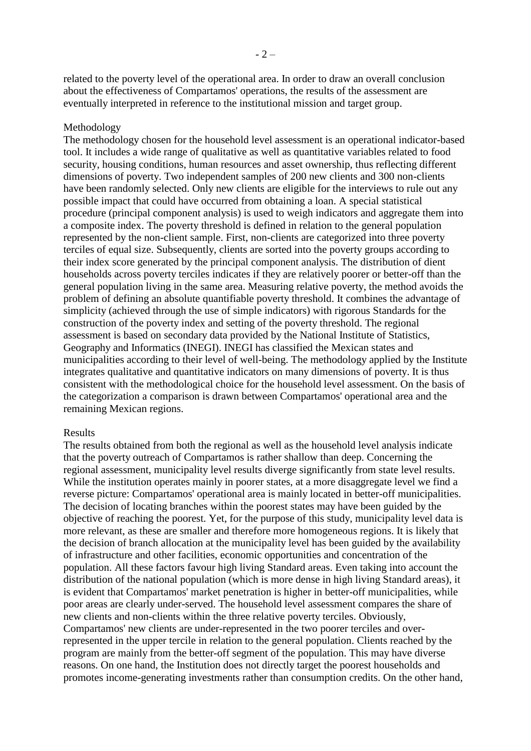related to the poverty level of the operational area. In order to draw an overall conclusion about the effectiveness of Compartamos' operations, the results of the assessment are eventually interpreted in reference to the institutional mission and target group.

Methodology

The methodology chosen for the household level assessment is an operational indicator-based tool. It includes a wide range of qualitative as well as quantitative variables related to food security, housing conditions, human resources and asset ownership, thus reflecting different dimensions of poverty. Two independent samples of 200 new clients and 300 non-clients have been randomly selected. Only new clients are eligible for the interviews to rule out any possible impact that could have occurred from obtaining a loan. A special statistical procedure (principal component analysis) is used to weigh indicators and aggregate them into a composite index. The poverty threshold is defined in relation to the general population represented by the non-client sample. First, non-clients are categorized into three poverty terciles of equal size. Subsequently, clients are sorted into the poverty groups according to their index score generated by the principal component analysis. The distribution of dient households across poverty terciles indicates if they are relatively poorer or better-off than the general population living in the same area. Measuring relative poverty, the method avoids the problem of defining an absolute quantifiable poverty threshold. It combines the advantage of simplicity (achieved through the use of simple indicators) with rigorous Standards for the construction of the poverty index and setting of the poverty threshold. The regional assessment is based on secondary data provided by the National Institute of Statistics, Geography and Informatics (INEGI). INEGI has classified the Mexican states and municipalities according to their level of well-being. The methodology applied by the Institute integrates qualitative and quantitative indicators on many dimensions of poverty. It is thus consistent with the methodological choice for the household level assessment. On the basis of the categorization a comparison is drawn between Compartamos' operational area and the remaining Mexican regions.

Results

The results obtained from both the regional as well as the household level analysis indicate that the poverty outreach of Compartamos is rather shallow than deep. Concerning the regional assessment, municipality level results diverge significantly from state level results. While the institution operates mainly in poorer states, at a more disaggregate level we find a reverse picture: Compartamos' operational area is mainly located in better-off municipalities. The decision of locating branches within the poorest states may have been guided by the objective of reaching the poorest. Yet, for the purpose of this study, municipality level data is more relevant, as these are smaller and therefore more homogeneous regions. It is likely that the decision of branch allocation at the municipality level has been guided by the availability of infrastructure and other facilities, economic opportunities and concentration of the population. All these factors favour high living Standard areas. Even taking into account the distribution of the national population (which is more dense in high living Standard areas), it is evident that Compartamos' market penetration is higher in better-off municipalities, while poor areas are clearly under-served. The household level assessment compares the share of new clients and non-clients within the three relative poverty terciles. Obviously, Compartamos' new clients are under-represented in the two poorer terciles and over-represented in the upper tercile in relation to the general population. Clients reached by the program are mainly from the better-off segment of the population. This may have diverse reasons. On one hand, the Institution does not directly target the poorest households and promotes income-generating investments rather than consumption credits. On the other hand,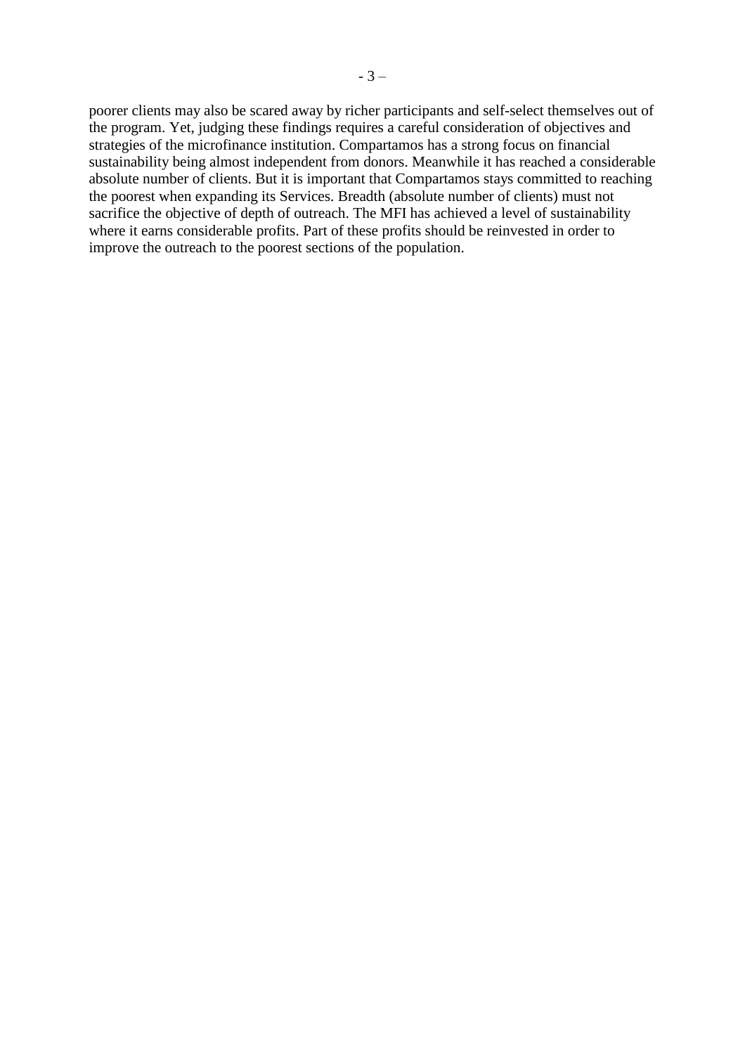poorer clients may also be scared away by richer participants and self-select themselves out of the program. Yet, judging these findings requires a careful consideration of objectives and strategies of the microfinance institution. Compartamos has a strong focus on financial sustainability being almost independent from donors. Meanwhile it has reached a considerable absolute number of clients. But it is important that Compartamos stays committed to reaching the poorest when expanding its Services. Breadth (absolute number of clients) must not sacrifice the objective of depth of outreach. The MFI has achieved a level of sustainability where it earns considerable profits. Part of these profits should be reinvested in order to improve the outreach to the poorest sections of the population.